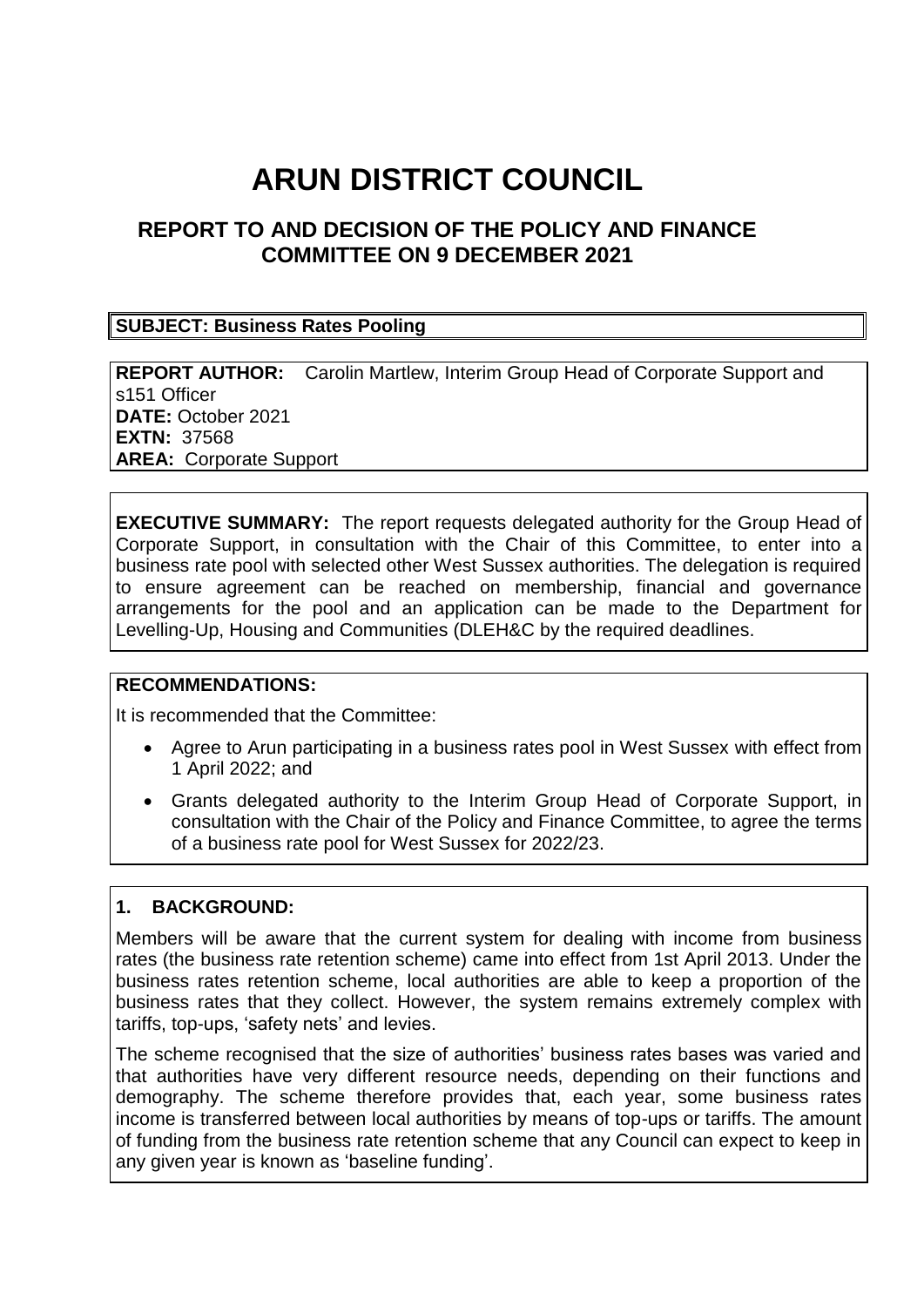# ARUN DISTRICT COUNCIL

## REPORT TO AND DECISION OF THE POLICY AND FINANCE COMMITTEE ON 9 DECEMBER 2021

**SUBJECT: Business Rates Pooling**

**REPORT AUTHOR:** Carolin Martlew, Interim Group Head of Corporate Support and s151 Officer
**DATE:** October 2021
**EXTN:** 37568
**AREA:** Corporate Support

**EXECUTIVE SUMMARY:** The report requests delegated authority for the Group Head of Corporate Support, in consultation with the Chair of this Committee, to enter into a business rate pool with selected other West Sussex authorities. The delegation is required to ensure agreement can be reached on membership, financial and governance arrangements for the pool and an application can be made to the Department for Levelling-Up, Housing and Communities (DLEH&C by the required deadlines.

**RECOMMENDATIONS:**

It is recommended that the Committee:

- Agree to Arun participating in a business rates pool in West Sussex with effect from 1 April 2022; and
- Grants delegated authority to the Interim Group Head of Corporate Support, in consultation with the Chair of the Policy and Finance Committee, to agree the terms of a business rate pool for West Sussex for 2022/23.

**1. BACKGROUND:**

Members will be aware that the current system for dealing with income from business rates (the business rate retention scheme) came into effect from 1st April 2013. Under the business rates retention scheme, local authorities are able to keep a proportion of the business rates that they collect. However, the system remains extremely complex with tariffs, top-ups, 'safety nets' and levies.

The scheme recognised that the size of authorities' business rates bases was varied and that authorities have very different resource needs, depending on their functions and demography. The scheme therefore provides that, each year, some business rates income is transferred between local authorities by means of top-ups or tariffs. The amount of funding from the business rate retention scheme that any Council can expect to keep in any given year is known as 'baseline funding'.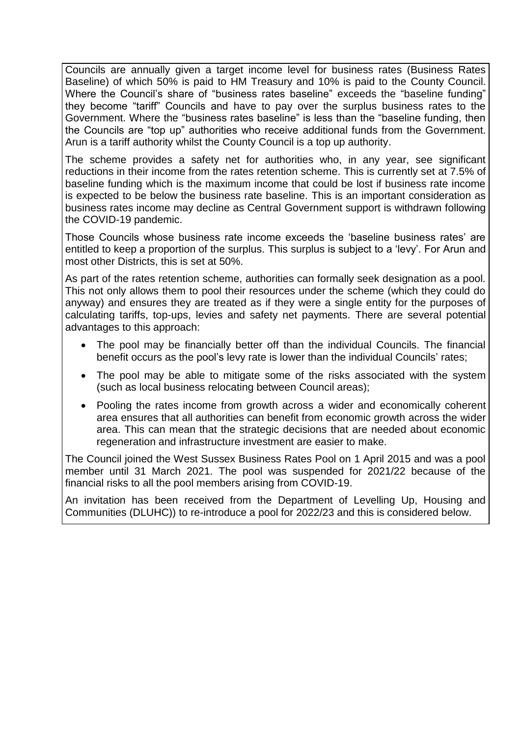Councils are annually given a target income level for business rates (Business Rates Baseline) of which 50% is paid to HM Treasury and 10% is paid to the County Council. Where the Council's share of "business rates baseline" exceeds the "baseline funding" they become "tariff" Councils and have to pay over the surplus business rates to the Government. Where the "business rates baseline" is less than the "baseline funding, then the Councils are "top up" authorities who receive additional funds from the Government. Arun is a tariff authority whilst the County Council is a top up authority.

The scheme provides a safety net for authorities who, in any year, see significant reductions in their income from the rates retention scheme. This is currently set at 7.5% of baseline funding which is the maximum income that could be lost if business rate income is expected to be below the business rate baseline. This is an important consideration as business rates income may decline as Central Government support is withdrawn following the COVID-19 pandemic.

Those Councils whose business rate income exceeds the 'baseline business rates' are entitled to keep a proportion of the surplus. This surplus is subject to a 'levy'. For Arun and most other Districts, this is set at 50%.

As part of the rates retention scheme, authorities can formally seek designation as a pool. This not only allows them to pool their resources under the scheme (which they could do anyway) and ensures they are treated as if they were a single entity for the purposes of calculating tariffs, top-ups, levies and safety net payments. There are several potential advantages to this approach:

- The pool may be financially better off than the individual Councils. The financial benefit occurs as the pool's levy rate is lower than the individual Councils' rates;
- The pool may be able to mitigate some of the risks associated with the system (such as local business relocating between Council areas);
- Pooling the rates income from growth across a wider and economically coherent area ensures that all authorities can benefit from economic growth across the wider area. This can mean that the strategic decisions that are needed about economic regeneration and infrastructure investment are easier to make.

The Council joined the West Sussex Business Rates Pool on 1 April 2015 and was a pool member until 31 March 2021. The pool was suspended for 2021/22 because of the financial risks to all the pool members arising from COVID-19.

An invitation has been received from the Department of Levelling Up, Housing and Communities (DLUHC)) to re-introduce a pool for 2022/23 and this is considered below.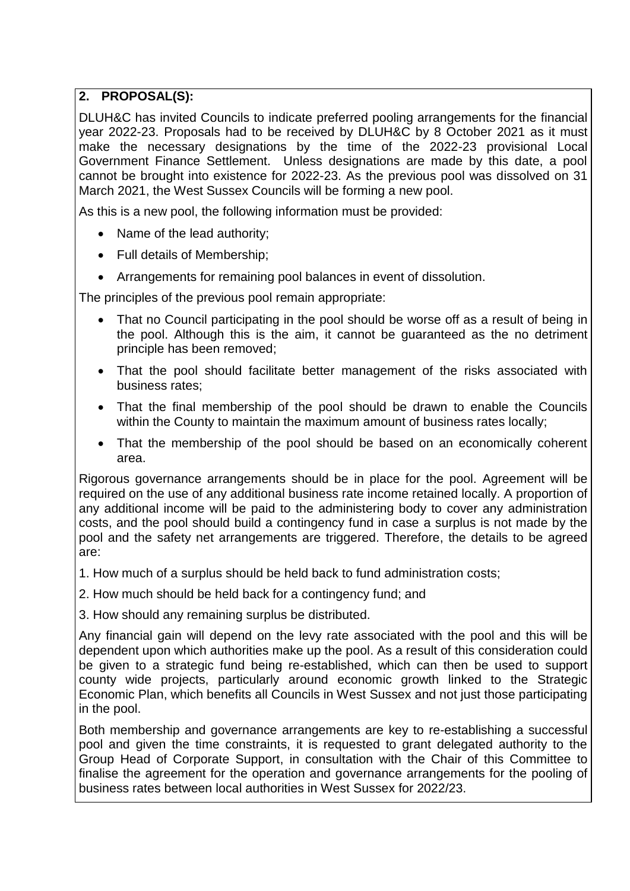## 2. PROPOSAL(S):

DLUH&C has invited Councils to indicate preferred pooling arrangements for the financial year 2022-23. Proposals had to be received by DLUH&C by 8 October 2021 as it must make the necessary designations by the time of the 2022-23 provisional Local Government Finance Settlement. Unless designations are made by this date, a pool cannot be brought into existence for 2022-23. As the previous pool was dissolved on 31 March 2021, the West Sussex Councils will be forming a new pool.

As this is a new pool, the following information must be provided:

- Name of the lead authority;
- Full details of Membership;
- Arrangements for remaining pool balances in event of dissolution.

The principles of the previous pool remain appropriate:

- That no Council participating in the pool should be worse off as a result of being in the pool. Although this is the aim, it cannot be guaranteed as the no detriment principle has been removed;
- That the pool should facilitate better management of the risks associated with business rates;
- That the final membership of the pool should be drawn to enable the Councils within the County to maintain the maximum amount of business rates locally;
- That the membership of the pool should be based on an economically coherent area.

Rigorous governance arrangements should be in place for the pool. Agreement will be required on the use of any additional business rate income retained locally. A proportion of any additional income will be paid to the administering body to cover any administration costs, and the pool should build a contingency fund in case a surplus is not made by the pool and the safety net arrangements are triggered. Therefore, the details to be agreed are:

1. How much of a surplus should be held back to fund administration costs;
2. How much should be held back for a contingency fund; and
3. How should any remaining surplus be distributed.

Any financial gain will depend on the levy rate associated with the pool and this will be dependent upon which authorities make up the pool. As a result of this consideration could be given to a strategic fund being re-established, which can then be used to support county wide projects, particularly around economic growth linked to the Strategic Economic Plan, which benefits all Councils in West Sussex and not just those participating in the pool.

Both membership and governance arrangements are key to re-establishing a successful pool and given the time constraints, it is requested to grant delegated authority to the Group Head of Corporate Support, in consultation with the Chair of this Committee to finalise the agreement for the operation and governance arrangements for the pooling of business rates between local authorities in West Sussex for 2022/23.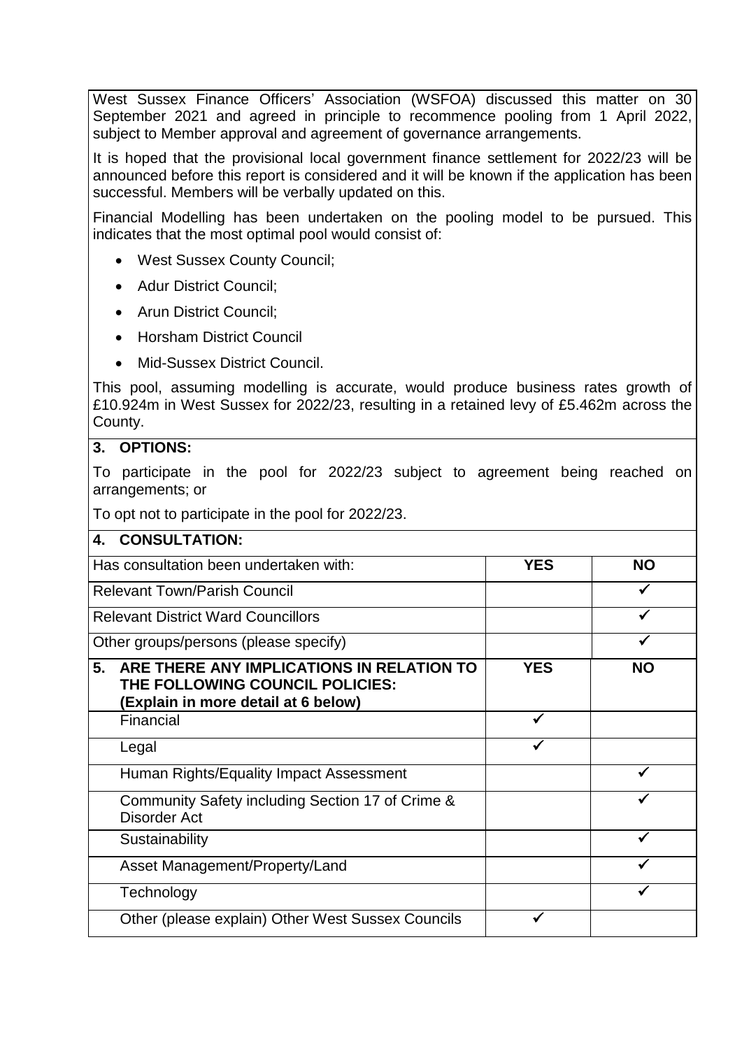West Sussex Finance Officers' Association (WSFOA) discussed this matter on 30 September 2021 and agreed in principle to recommence pooling from 1 April 2022, subject to Member approval and agreement of governance arrangements.

It is hoped that the provisional local government finance settlement for 2022/23 will be announced before this report is considered and it will be known if the application has been successful. Members will be verbally updated on this.

Financial Modelling has been undertaken on the pooling model to be pursued. This indicates that the most optimal pool would consist of:

- West Sussex County Council;
- Adur District Council;
- Arun District Council;
- Horsham District Council
- Mid-Sussex District Council.

This pool, assuming modelling is accurate, would produce business rates growth of £10.924m in West Sussex for 2022/23, resulting in a retained levy of £5.462m across the County.

## 3. OPTIONS:

To participate in the pool for 2022/23 subject to agreement being reached on arrangements; or

To opt not to participate in the pool for 2022/23.

## 4. CONSULTATION:

| Has consultation been undertaken with: | YES | NO |
|---|---|---|
| Relevant Town/Parish Council | | ✓ |
| Relevant District Ward Councillors | | ✓ |
| Other groups/persons (please specify) | | ✓ |

| 5. ARE THERE ANY IMPLICATIONS IN RELATION TO THE FOLLOWING COUNCIL POLICIES: (Explain in more detail at 6 below) | YES | NO |
|---|---|---|
| Financial | ✓ | |
| Legal | ✓ | |
| Human Rights/Equality Impact Assessment | | ✓ |
| Community Safety including Section 17 of Crime & Disorder Act | | ✓ |
| Sustainability | | ✓ |
| Asset Management/Property/Land | | ✓ |
| Technology | | ✓ |
| Other (please explain) Other West Sussex Councils | ✓ | |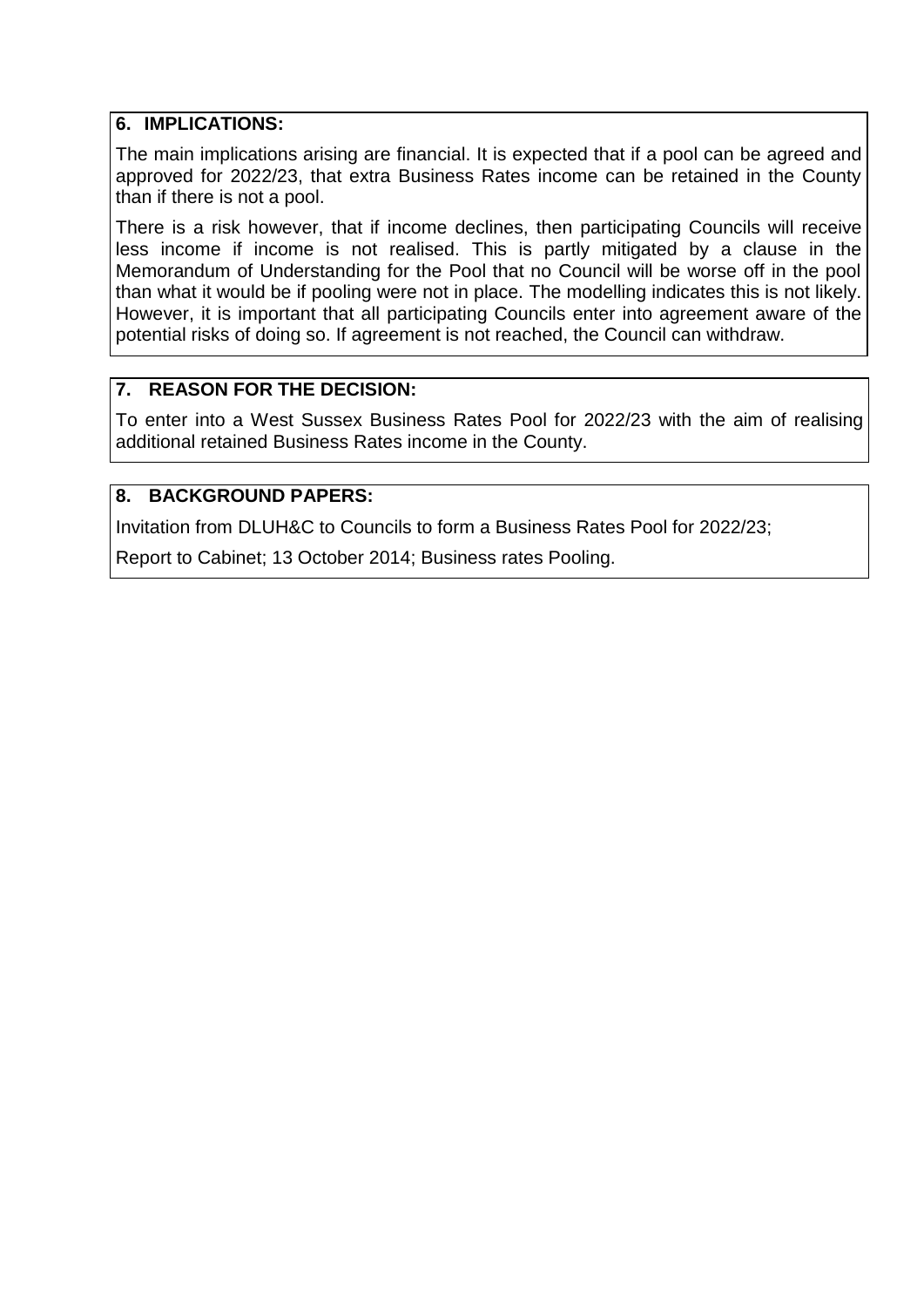## 6. IMPLICATIONS:

The main implications arising are financial. It is expected that if a pool can be agreed and approved for 2022/23, that extra Business Rates income can be retained in the County than if there is not a pool.

There is a risk however, that if income declines, then participating Councils will receive less income if income is not realised. This is partly mitigated by a clause in the Memorandum of Understanding for the Pool that no Council will be worse off in the pool than what it would be if pooling were not in place. The modelling indicates this is not likely. However, it is important that all participating Councils enter into agreement aware of the potential risks of doing so. If agreement is not reached, the Council can withdraw.

## 7. REASON FOR THE DECISION:

To enter into a West Sussex Business Rates Pool for 2022/23 with the aim of realising additional retained Business Rates income in the County.

## 8. BACKGROUND PAPERS:

Invitation from DLUH&C to Councils to form a Business Rates Pool for 2022/23;

Report to Cabinet; 13 October 2014; Business rates Pooling.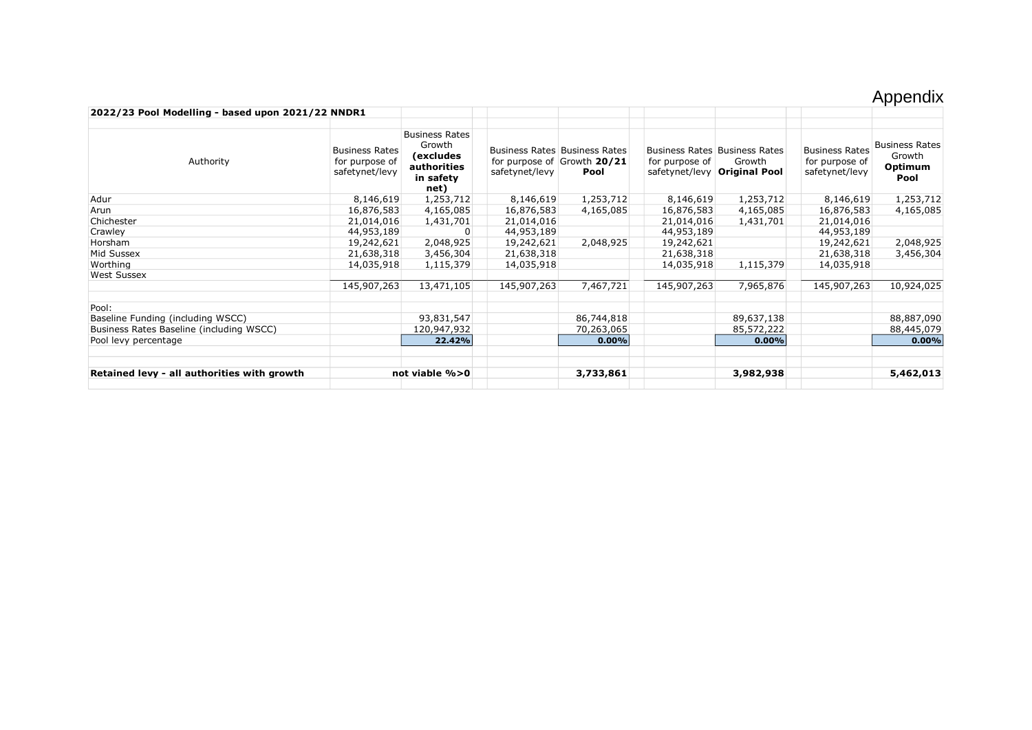# Appendix

| 2022/23 Pool Modelling - based upon 2021/22 NNDR1 | | | | | | | | | | |
|---|---|---|---|---|---|---|---|---|---|---|
| Authority | Business Rates for purpose of safetynet/levy | Business Rates Growth **(excludes authorities in safety net)** | | Business Rates for purpose of safetynet/levy | Business Rates Growth **20/21 Pool** | | Business Rates for purpose of safetynet/levy | Business Rates Growth **Original Pool** | | Business Rates for purpose of safetynet/levy | Business Rates Growth **Optimum Pool** |
| Adur | 8,146,619 | 1,253,712 | | 8,146,619 | 1,253,712 | | 8,146,619 | 1,253,712 | | 8,146,619 | 1,253,712 |
| Arun | 16,876,583 | 4,165,085 | | 16,876,583 | 4,165,085 | | 16,876,583 | 4,165,085 | | 16,876,583 | 4,165,085 |
| Chichester | 21,014,016 | 1,431,701 | | 21,014,016 | | | 21,014,016 | 1,431,701 | | 21,014,016 | |
| Crawley | 44,953,189 | 0 | | 44,953,189 | | | 44,953,189 | | | 44,953,189 | |
| Horsham | 19,242,621 | 2,048,925 | | 19,242,621 | 2,048,925 | | 19,242,621 | | | 19,242,621 | 2,048,925 |
| Mid Sussex | 21,638,318 | 3,456,304 | | 21,638,318 | | | 21,638,318 | | | 21,638,318 | 3,456,304 |
| Worthing | 14,035,918 | 1,115,379 | | 14,035,918 | | | 14,035,918 | 1,115,379 | | 14,035,918 | |
| West Sussex | | | | | | | | | | | |
| | 145,907,263 | 13,471,105 | | 145,907,263 | 7,467,721 | | 145,907,263 | 7,965,876 | | 145,907,263 | 10,924,025 |
| Pool: | | | | | | | | | | | |
| Baseline Funding (including WSCC) | | 93,831,547 | | | 86,744,818 | | | 89,637,138 | | | 88,887,090 |
| Business Rates Baseline (including WSCC) | | 120,947,932 | | | 70,263,065 | | | 85,572,222 | | | 88,445,079 |
| Pool levy percentage | | **22.42%** | | | **0.00%** | | | **0.00%** | | | **0.00%** |
| **Retained levy - all authorities with growth** | | **not viable %>0** | | | **3,733,861** | | | **3,982,938** | | | **5,462,013** |